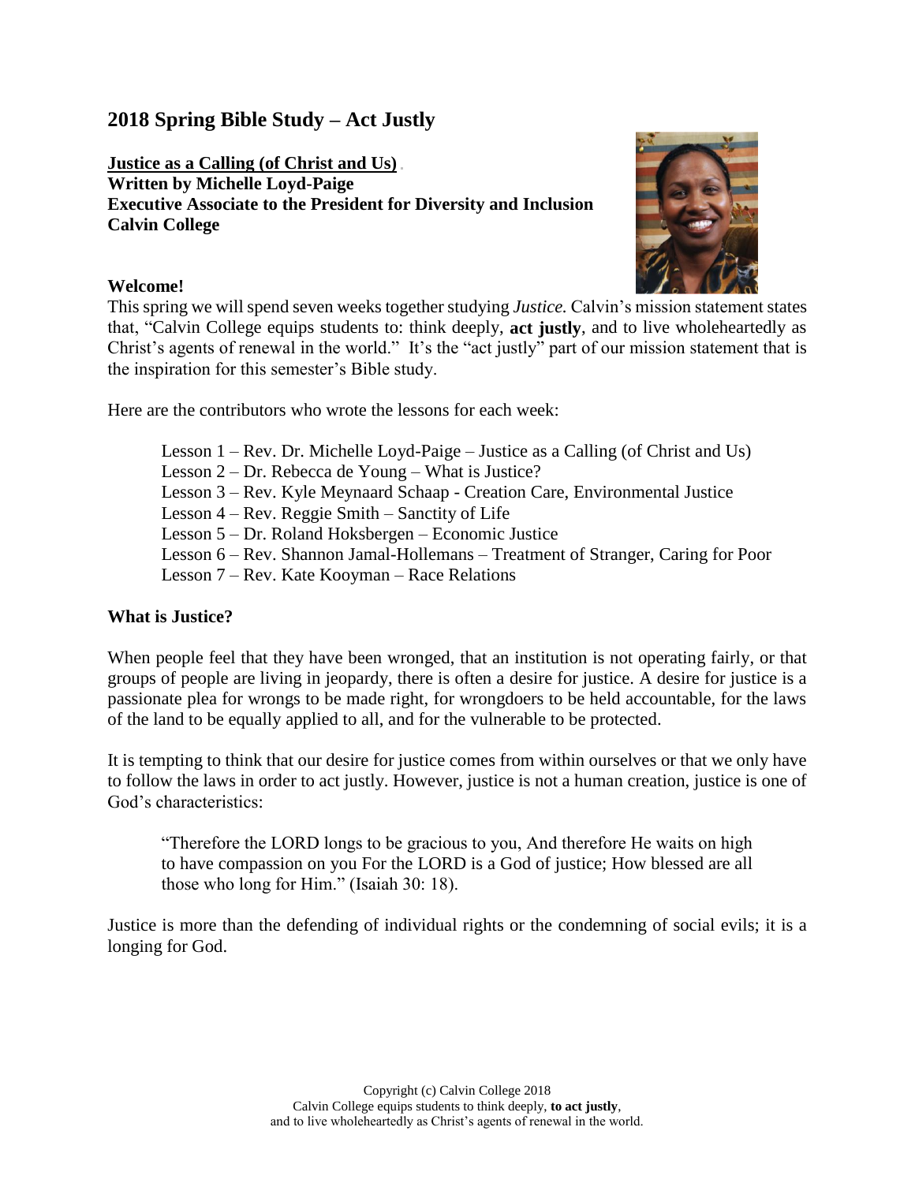# 2018 Spring Bible Study – Act Justly

**Justice as a Calling (of Christ and Us)**
**Written by Michelle Loyd-Paige**
**Executive Associate to the President for Diversity and Inclusion**
**Calvin College**

**Welcome!**

This spring we will spend seven weeks together studying *Justice.* Calvin's mission statement states that, "Calvin College equips students to: think deeply, **act justly**, and to live wholeheartedly as Christ's agents of renewal in the world." It's the "act justly" part of our mission statement that is the inspiration for this semester's Bible study.

Here are the contributors who wrote the lessons for each week:

Lesson 1 – Rev. Dr. Michelle Loyd-Paige – Justice as a Calling (of Christ and Us)
Lesson 2 – Dr. Rebecca de Young – What is Justice?
Lesson 3 – Rev. Kyle Meynaard Schaap - Creation Care, Environmental Justice
Lesson 4 – Rev. Reggie Smith – Sanctity of Life
Lesson 5 – Dr. Roland Hoksbergen – Economic Justice
Lesson 6 – Rev. Shannon Jamal-Hollemans – Treatment of Stranger, Caring for Poor
Lesson 7 – Rev. Kate Kooyman – Race Relations

**What is Justice?**

When people feel that they have been wronged, that an institution is not operating fairly, or that groups of people are living in jeopardy, there is often a desire for justice. A desire for justice is a passionate plea for wrongs to be made right, for wrongdoers to be held accountable, for the laws of the land to be equally applied to all, and for the vulnerable to be protected.

It is tempting to think that our desire for justice comes from within ourselves or that we only have to follow the laws in order to act justly. However, justice is not a human creation, justice is one of God's characteristics:

> "Therefore the LORD longs to be gracious to you, And therefore He waits on high to have compassion on you For the LORD is a God of justice; How blessed are all those who long for Him." (Isaiah 30: 18).

Justice is more than the defending of individual rights or the condemning of social evils; it is a longing for God.

Copyright (c) Calvin College 2018
Calvin College equips students to think deeply, **to act justly**,
and to live wholeheartedly as Christ's agents of renewal in the world.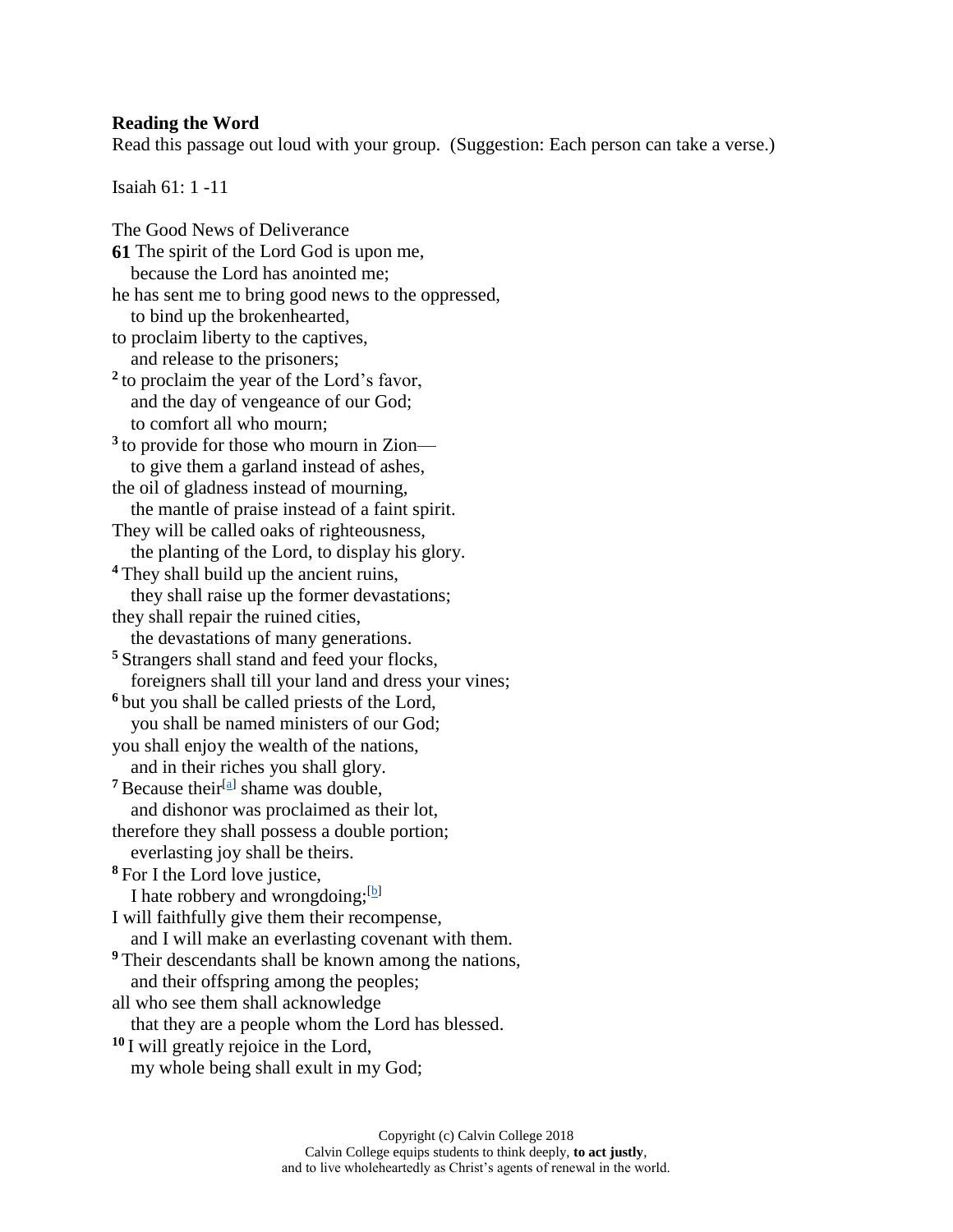**Reading the Word**

Read this passage out loud with your group. (Suggestion: Each person can take a verse.)

Isaiah 61: 1 -11

The Good News of Deliverance

**61** The spirit of the Lord God is upon me,
because the Lord has anointed me;
he has sent me to bring good news to the oppressed,
to bind up the brokenhearted,
to proclaim liberty to the captives,
and release to the prisoners;
**2** to proclaim the year of the Lord's favor,
and the day of vengeance of our God;
to comfort all who mourn;
**3** to provide for those who mourn in Zion—
to give them a garland instead of ashes,
the oil of gladness instead of mourning,
the mantle of praise instead of a faint spirit.
They will be called oaks of righteousness,
the planting of the Lord, to display his glory.
**4** They shall build up the ancient ruins,
they shall raise up the former devastations;
they shall repair the ruined cities,
the devastations of many generations.
**5** Strangers shall stand and feed your flocks,
foreigners shall till your land and dress your vines;
**6** but you shall be called priests of the Lord,
you shall be named ministers of our God;
you shall enjoy the wealth of the nations,
and in their riches you shall glory.
**7** Because their[a] shame was double,
and dishonor was proclaimed as their lot,
therefore they shall possess a double portion;
everlasting joy shall be theirs.
**8** For I the Lord love justice,
I hate robbery and wrongdoing;[b]
I will faithfully give them their recompense,
and I will make an everlasting covenant with them.
**9** Their descendants shall be known among the nations,
and their offspring among the peoples;
all who see them shall acknowledge
that they are a people whom the Lord has blessed.
**10** I will greatly rejoice in the Lord,
my whole being shall exult in my God;

Copyright (c) Calvin College 2018
Calvin College equips students to think deeply, **to act justly**,
and to live wholeheartedly as Christ's agents of renewal in the world.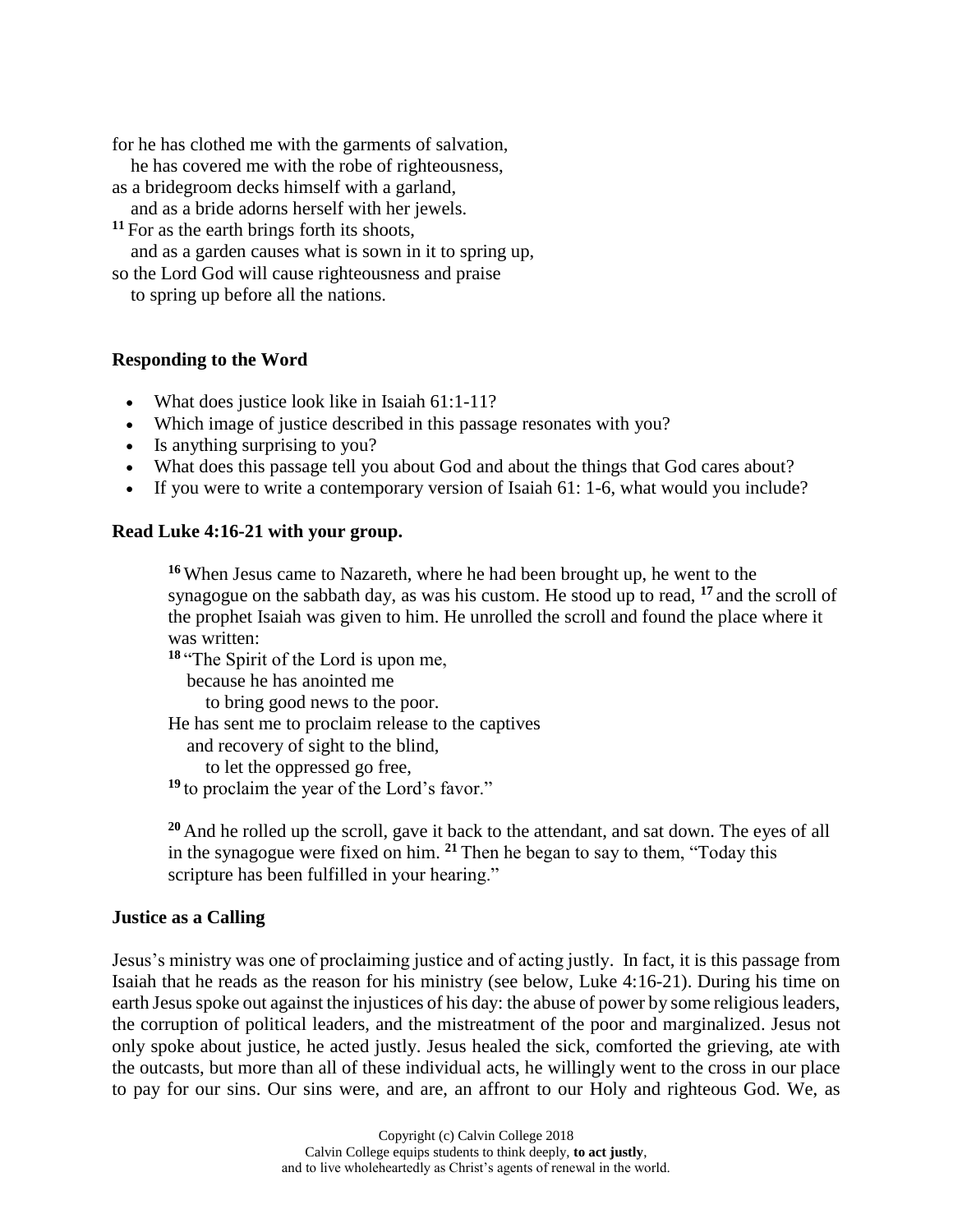for he has clothed me with the garments of salvation,
  he has covered me with the robe of righteousness,
as a bridegroom decks himself with a garland,
  and as a bride adorns herself with her jewels.
[11] For as the earth brings forth its shoots,
  and as a garden causes what is sown in it to spring up,
so the Lord God will cause righteousness and praise
  to spring up before all the nations.

### Responding to the Word

- What does justice look like in Isaiah 61:1-11?
- Which image of justice described in this passage resonates with you?
- Is anything surprising to you?
- What does this passage tell you about God and about the things that God cares about?
- If you were to write a contemporary version of Isaiah 61: 1-6, what would you include?

### Read Luke 4:16-21 with your group.

> [16] When Jesus came to Nazareth, where he had been brought up, he went to the synagogue on the sabbath day, as was his custom. He stood up to read, [17] and the scroll of the prophet Isaiah was given to him. He unrolled the scroll and found the place where it was written:
> [18] "The Spirit of the Lord is upon me,
>   because he has anointed me
>     to bring good news to the poor.
> He has sent me to proclaim release to the captives
>   and recovery of sight to the blind,
>     to let the oppressed go free,
> [19] to proclaim the year of the Lord's favor."
>
> [20] And he rolled up the scroll, gave it back to the attendant, and sat down. The eyes of all in the synagogue were fixed on him. [21] Then he began to say to them, "Today this scripture has been fulfilled in your hearing."

### Justice as a Calling

Jesus's ministry was one of proclaiming justice and of acting justly. In fact, it is this passage from Isaiah that he reads as the reason for his ministry (see below, Luke 4:16-21). During his time on earth Jesus spoke out against the injustices of his day: the abuse of power by some religious leaders, the corruption of political leaders, and the mistreatment of the poor and marginalized. Jesus not only spoke about justice, he acted justly. Jesus healed the sick, comforted the grieving, ate with the outcasts, but more than all of these individual acts, he willingly went to the cross in our place to pay for our sins. Our sins were, and are, an affront to our Holy and righteous God. We, as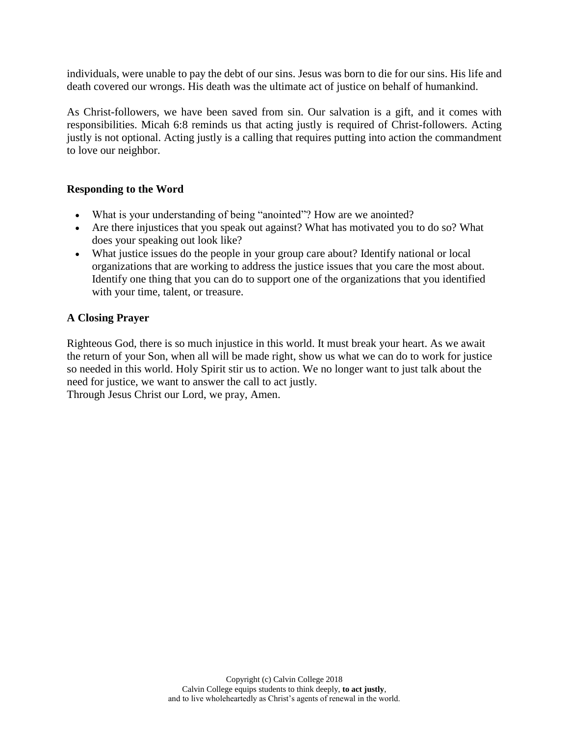individuals, were unable to pay the debt of our sins. Jesus was born to die for our sins. His life and death covered our wrongs. His death was the ultimate act of justice on behalf of humankind.

As Christ-followers, we have been saved from sin. Our salvation is a gift, and it comes with responsibilities. Micah 6:8 reminds us that acting justly is required of Christ-followers. Acting justly is not optional. Acting justly is a calling that requires putting into action the commandment to love our neighbor.

**Responding to the Word**

- What is your understanding of being "anointed"? How are we anointed?
- Are there injustices that you speak out against? What has motivated you to do so? What does your speaking out look like?
- What justice issues do the people in your group care about? Identify national or local organizations that are working to address the justice issues that you care the most about. Identify one thing that you can do to support one of the organizations that you identified with your time, talent, or treasure.

**A Closing Prayer**

Righteous God, there is so much injustice in this world. It must break your heart. As we await the return of your Son, when all will be made right, show us what we can do to work for justice so needed in this world. Holy Spirit stir us to action. We no longer want to just talk about the need for justice, we want to answer the call to act justly.
Through Jesus Christ our Lord, we pray, Amen.

Copyright (c) Calvin College 2018
Calvin College equips students to think deeply, **to act justly**,
and to live wholeheartedly as Christ's agents of renewal in the world.